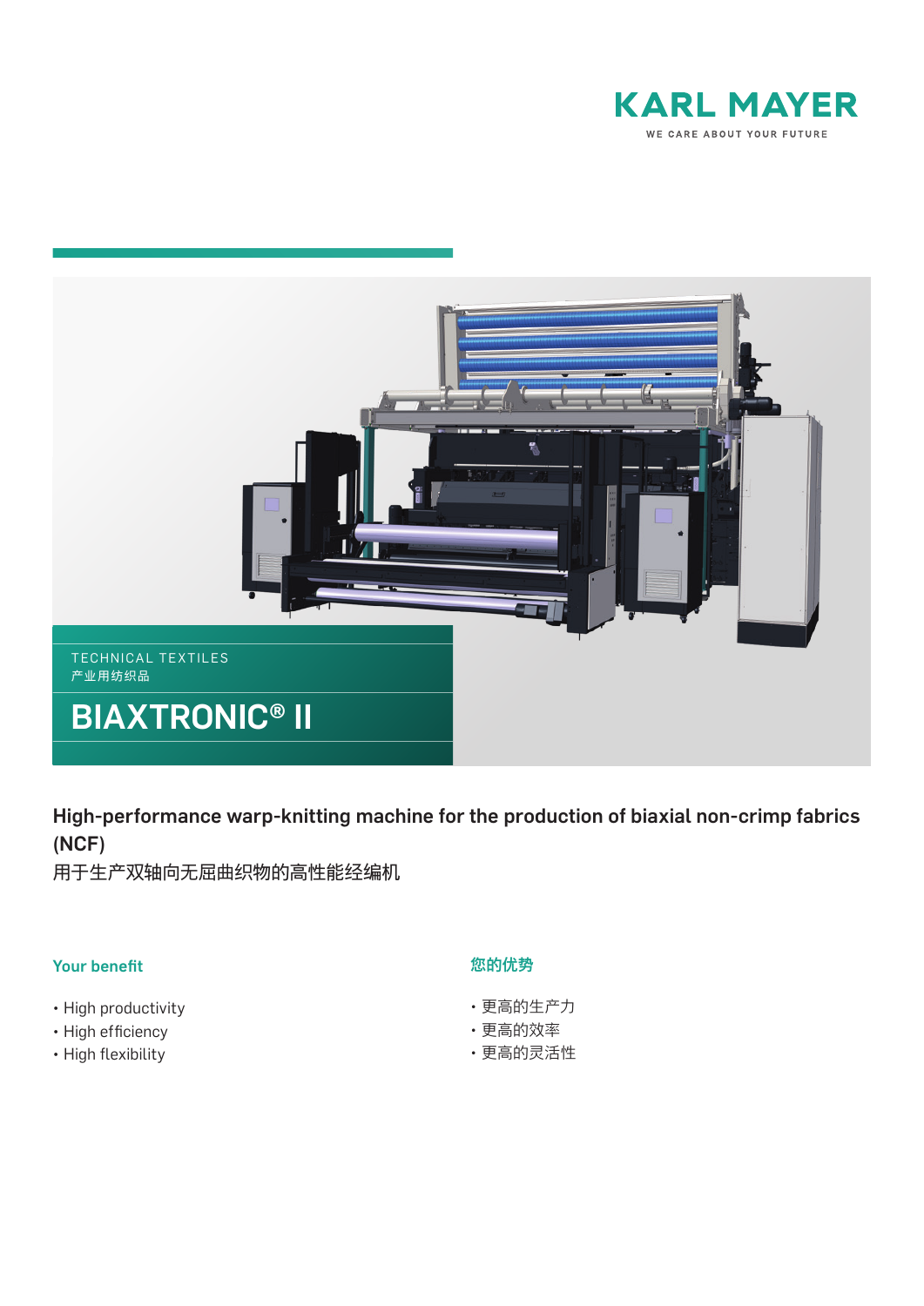KARL MAYER

WE CARE ABOUT YOUR FUTURE

TECHNICAL TEXTILES
产业用纺织品

# BIAXTRONIC® II

**High-performance warp-knitting machine for the production of biaxial non-crimp fabrics (NCF)**
用于生产双轴向无屈曲织物的高性能经编机

## Your benefit

- High productivity
- High efficiency
- High flexibility

## 您的优势

- 更高的生产力
- 更高的效率
- 更高的灵活性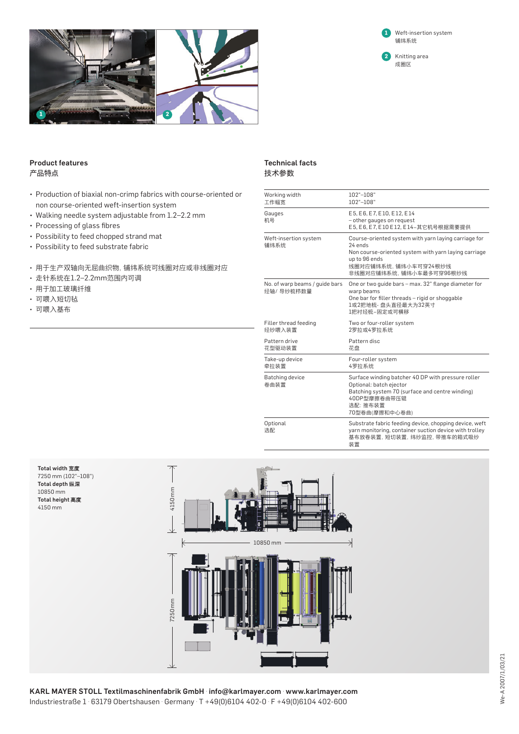1 Weft-insertion system
铺纬系统

2 Knitting area
成圈区

## Product features
产品特点

- Production of biaxial non-crimp fabrics with course-oriented or non course-oriented weft-insertion system
- Walking needle system adjustable from 1.2–2.2 mm
- Processing of glass fibres
- Possibility to feed chopped strand mat
- Possibility to feed substrate fabric

- 用于生产双轴向无屈曲织物，铺纬系统可线圈对应或非线圈对应
- 走针系统在1.2–2.2mm范围内可调
- 用于加工玻璃纤维
- 可喂入短切毡
- 可喂入基布

## Technical facts
技术参数

| | |
|---|---|
| Working width<br>工作幅宽 | 102"–108"<br>102"–108" |
| Gauges<br>机号 | E5, E6, E7, E10, E12, E14<br>– other gauges on request<br>E5, E6, E7, E10 E12, E14–其它机号根据需要提供 |
| Weft-insertion system<br>铺纬系统 | Course-oriented system with yarn laying carriage for 24 ends<br>Non course-oriented system with yarn laying carriage up to 96 ends<br>线圈对应铺纬系统，铺纬小车可穿24根纱线<br>非线圈对应铺纬系统，铺纬小车最多可穿96根纱线 |
| No. of warp beams / guide bars<br>经轴/ 导纱梳栉数量 | One or two guide bars – max. 32" flange diameter for warp beams<br>One bar for filler threads – rigid or shoggable<br>1或2把地梳- 盘头直径最大为32英寸<br>1把衬经梳–固定或可横移 |
| Filler thread feeding<br>经纱喂入装置 | Two or four-roller system<br>2罗拉或4罗拉系统 |
| Pattern drive<br>花型驱动装置 | Pattern disc<br>花盘 |
| Take-up device<br>牵拉装置 | Four-roller system<br>4罗拉系统 |
| Batching device<br>卷曲装置 | Surface winding batcher 40 DP with pressure roller<br>Optional: batch ejector<br>Batching system 70 (surface and centre winding)<br>40DP型摩擦卷曲带压辊<br>选配：推布装置<br>70型卷曲(摩擦和中心卷曲) |
| Optional<br>选配 | Substrate fabric feeding device, chopping device, weft yarn monitoring, container suction device with trolley<br>基布放卷装置，短切装置，纬纱监控，带推车的箱式吸纱装置 |

**Total width 宽度**
7250 mm (102"–108")
**Total depth 纵深**
10850 mm
**Total height 高度**
4150 mm

4150mm
10850 mm
7250mm

**KARL MAYER STOLL Textilmaschinenfabrik GmbH** · **info@karlmayer.com** · **www.karlmayer.com**
Industriestraße 1 · 63179 Obertshausen · Germany · T +49(0)6104 402-0 · F +49(0)6104 402-600

We-A 2007/1/03/21